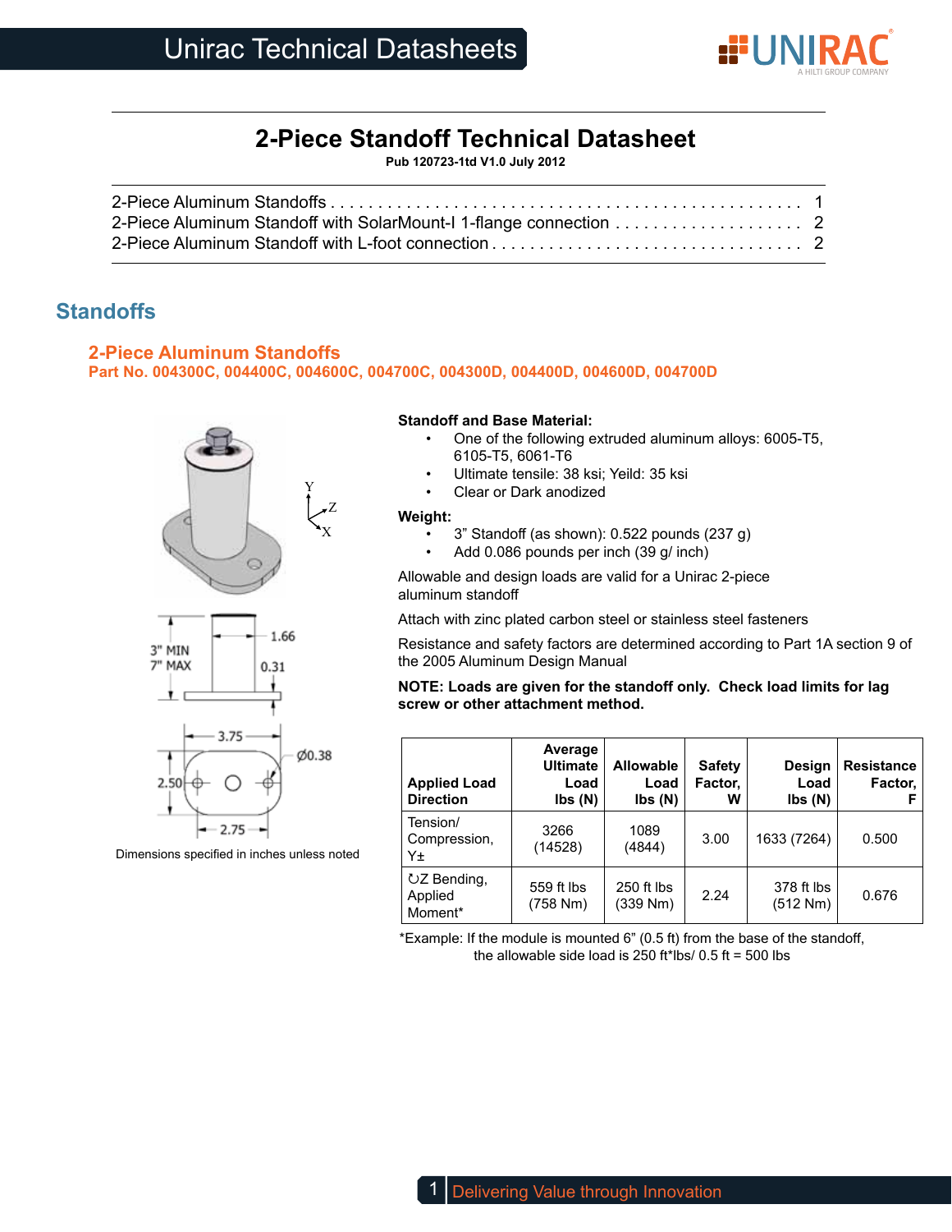# 2-Piece Standoff Technical Datasheet

**Pub 120723-1td V1.0 July 2012**

2-Piece Aluminum Standoffs . . . . . . . . . . . . . . . . . . . . . . . . . . . . . . . . . . . . . . . . . . . . . . . . . . 1
2-Piece Aluminum Standoff with SolarMount-I 1-flange connection . . . . . . . . . . . . . . . . . . . . 2
2-Piece Aluminum Standoff with L-foot connection . . . . . . . . . . . . . . . . . . . . . . . . . . . . . . . . . 2

## Standoffs

### 2-Piece Aluminum Standoffs

**Part No. 004300C, 004400C, 004600C, 004700C, 004300D, 004400D, 004600D, 004700D**

3" MIN
7" MAX
1.66
0.31
3.75
Ø0.38
2.50
2.75

Dimensions specified in inches unless noted

**Standoff and Base Material:**

- One of the following extruded aluminum alloys: 6005-T5, 6105-T5, 6061-T6
- Ultimate tensile: 38 ksi; Yeild: 35 ksi
- Clear or Dark anodized

**Weight:**

- 3" Standoff (as shown): 0.522 pounds (237 g)
- Add 0.086 pounds per inch (39 g/ inch)

Allowable and design loads are valid for a Unirac 2-piece aluminum standoff

Attach with zinc plated carbon steel or stainless steel fasteners

Resistance and safety factors are determined according to Part 1A section 9 of the 2005 Aluminum Design Manual

**NOTE: Loads are given for the standoff only. Check load limits for lag screw or other attachment method.**

| Applied Load Direction | Average Ultimate Load lbs (N) | Allowable Load lbs (N) | Safety Factor, W | Design Load lbs (N) | Resistance Factor, F |
|---|---|---|---|---|---|
| Tension/ Compression, Y± | 3266 (14528) | 1089 (4844) | 3.00 | 1633 (7264) | 0.500 |
| ↻Z Bending, Applied Moment* | 559 ft lbs (758 Nm) | 250 ft lbs (339 Nm) | 2.24 | 378 ft lbs (512 Nm) | 0.676 |

*Example: If the module is mounted 6" (0.5 ft) from the base of the standoff, the allowable side load is 250 ft*lbs/ 0.5 ft = 500 lbs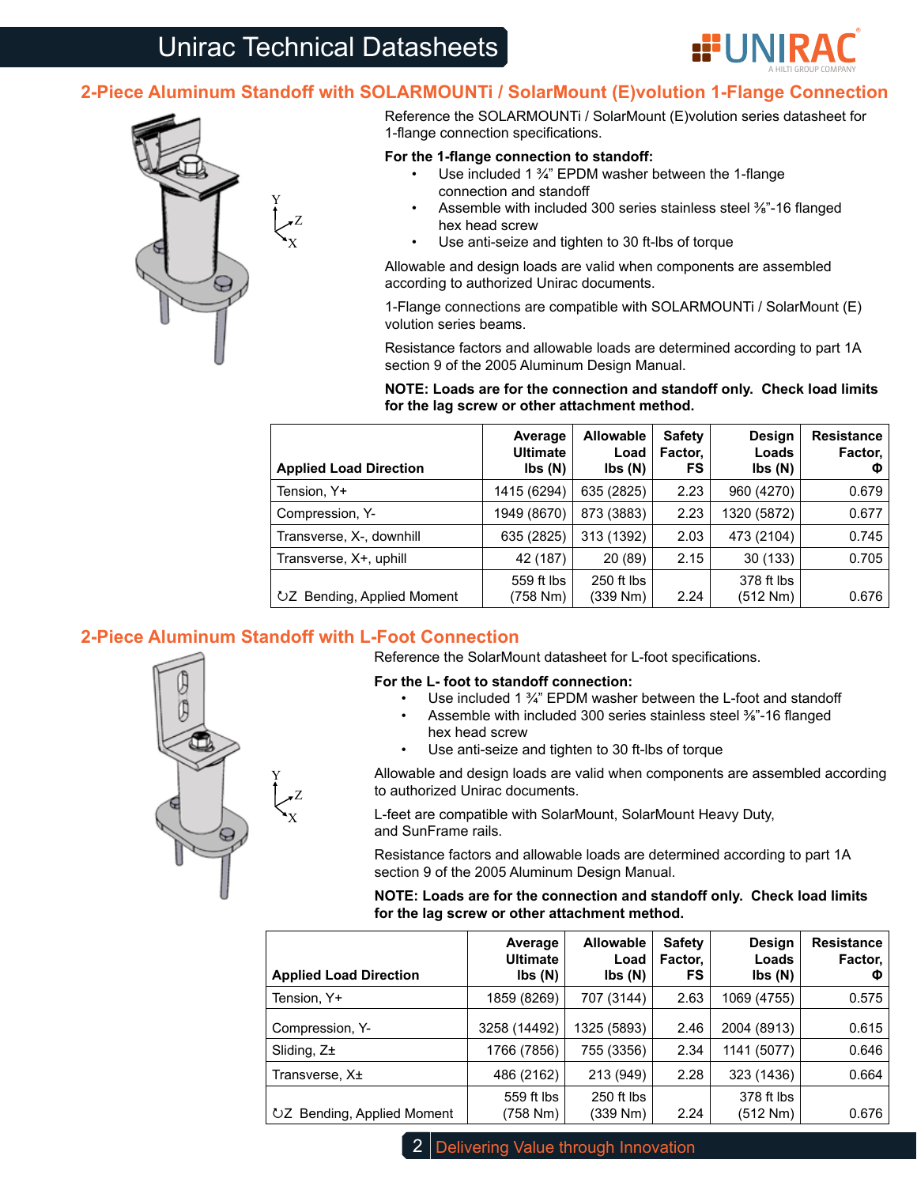## 2-Piece Aluminum Standoff with SOLARMOUNTi / SolarMount (E)volution 1-Flange Connection

Y
Z
X

Reference the SOLARMOUNTi / SolarMount (E)volution series datasheet for 1-flange connection specifications.

**For the 1-flange connection to standoff:**

- Use included 1 ¾" EPDM washer between the 1-flange connection and standoff
- Assemble with included 300 series stainless steel ⅜"-16 flanged hex head screw
- Use anti-seize and tighten to 30 ft-lbs of torque

Allowable and design loads are valid when components are assembled according to authorized Unirac documents.

1-Flange connections are compatible with SOLARMOUNTi / SolarMount (E) volution series beams.

Resistance factors and allowable loads are determined according to part 1A section 9 of the 2005 Aluminum Design Manual.

**NOTE: Loads are for the connection and standoff only. Check load limits for the lag screw or other attachment method.**

| Applied Load Direction | Average Ultimate lbs (N) | Allowable Load lbs (N) | Safety Factor, FS | Design Loads lbs (N) | Resistance Factor, Φ |
|---|---|---|---|---|---|
| Tension, Y+ | 1415 (6294) | 635 (2825) | 2.23 | 960 (4270) | 0.679 |
| Compression, Y- | 1949 (8670) | 873 (3883) | 2.23 | 1320 (5872) | 0.677 |
| Transverse, X-, downhill | 635 (2825) | 313 (1392) | 2.03 | 473 (2104) | 0.745 |
| Transverse, X+, uphill | 42 (187) | 20 (89) | 2.15 | 30 (133) | 0.705 |
| ↻Z Bending, Applied Moment | 559 ft lbs (758 Nm) | 250 ft lbs (339 Nm) | 2.24 | 378 ft lbs (512 Nm) | 0.676 |

## 2-Piece Aluminum Standoff with L-Foot Connection

Y
Z
X

Reference the SolarMount datasheet for L-foot specifications.

**For the L- foot to standoff connection:**

- Use included 1 ¾" EPDM washer between the L-foot and standoff
- Assemble with included 300 series stainless steel ⅜"-16 flanged hex head screw
- Use anti-seize and tighten to 30 ft-lbs of torque

Allowable and design loads are valid when components are assembled according to authorized Unirac documents.

L-feet are compatible with SolarMount, SolarMount Heavy Duty, and SunFrame rails.

Resistance factors and allowable loads are determined according to part 1A section 9 of the 2005 Aluminum Design Manual.

**NOTE: Loads are for the connection and standoff only. Check load limits for the lag screw or other attachment method.**

| Applied Load Direction | Average Ultimate lbs (N) | Allowable Load lbs (N) | Safety Factor, FS | Design Loads lbs (N) | Resistance Factor, Φ |
|---|---|---|---|---|---|
| Tension, Y+ | 1859 (8269) | 707 (3144) | 2.63 | 1069 (4755) | 0.575 |
| Compression, Y- | 3258 (14492) | 1325 (5893) | 2.46 | 2004 (8913) | 0.615 |
| Sliding, Z± | 1766 (7856) | 755 (3356) | 2.34 | 1141 (5077) | 0.646 |
| Transverse, X± | 486 (2162) | 213 (949) | 2.28 | 323 (1436) | 0.664 |
| ↻Z Bending, Applied Moment | 559 ft lbs (758 Nm) | 250 ft lbs (339 Nm) | 2.24 | 378 ft lbs (512 Nm) | 0.676 |